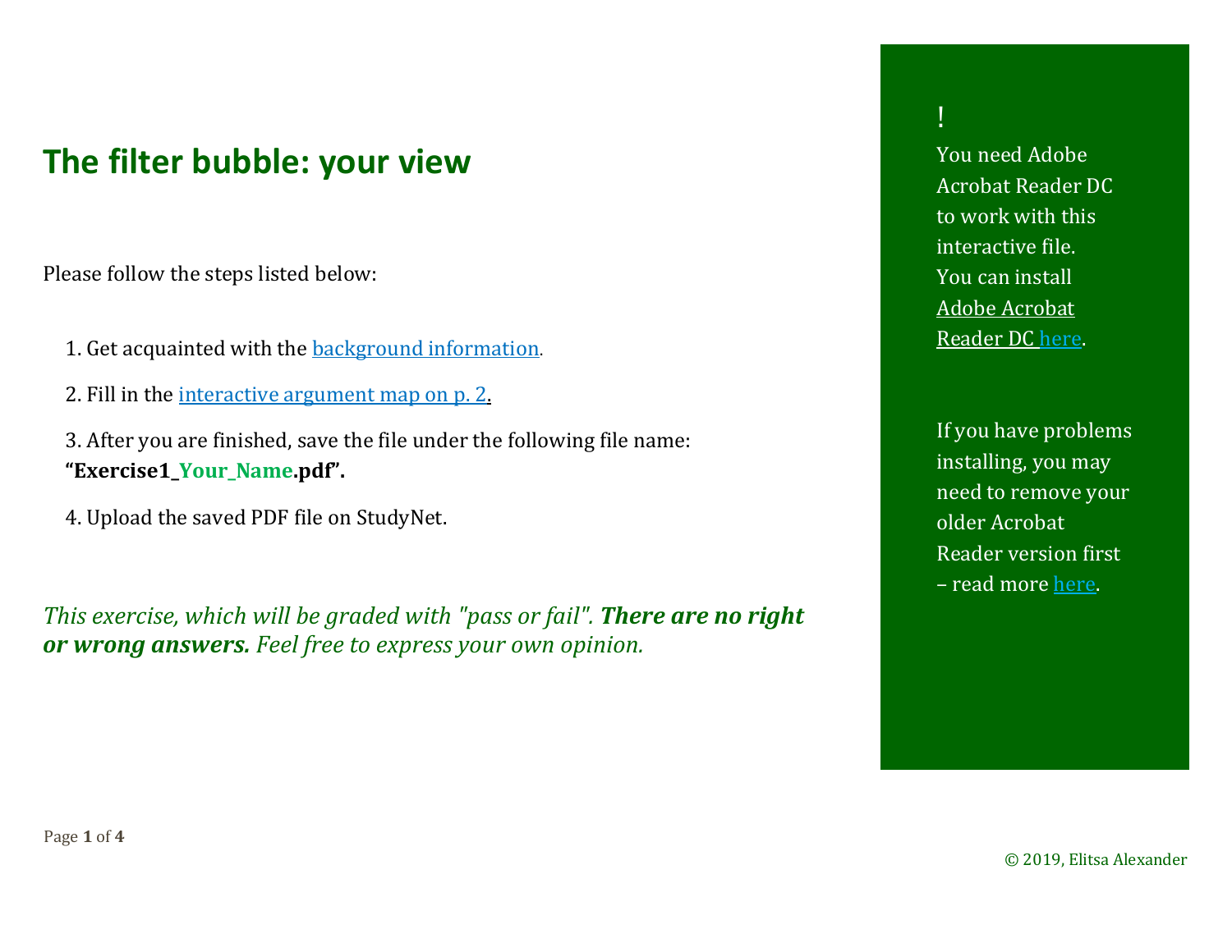# The filter bubble: your view

Please follow the steps listed below:

1. Get acquainted with the [background information](#).
2. Fill in the [interactive argument map on p. 2](#).
3. After you are finished, save the file under the following file name: **"Exercise1_Your_Name.pdf"**.
4. Upload the saved PDF file on StudyNet.

*This exercise, which will be graded with "pass or fail". **There are no right or wrong answers.** Feel free to express your own opinion.*

!

You need Adobe Acrobat Reader DC to work with this interactive file. You can install Adobe Acrobat Reader DC [here](#).

If you have problems installing, you may need to remove your older Acrobat Reader version first – read more [here](#).

© 2019, Elitsa Alexander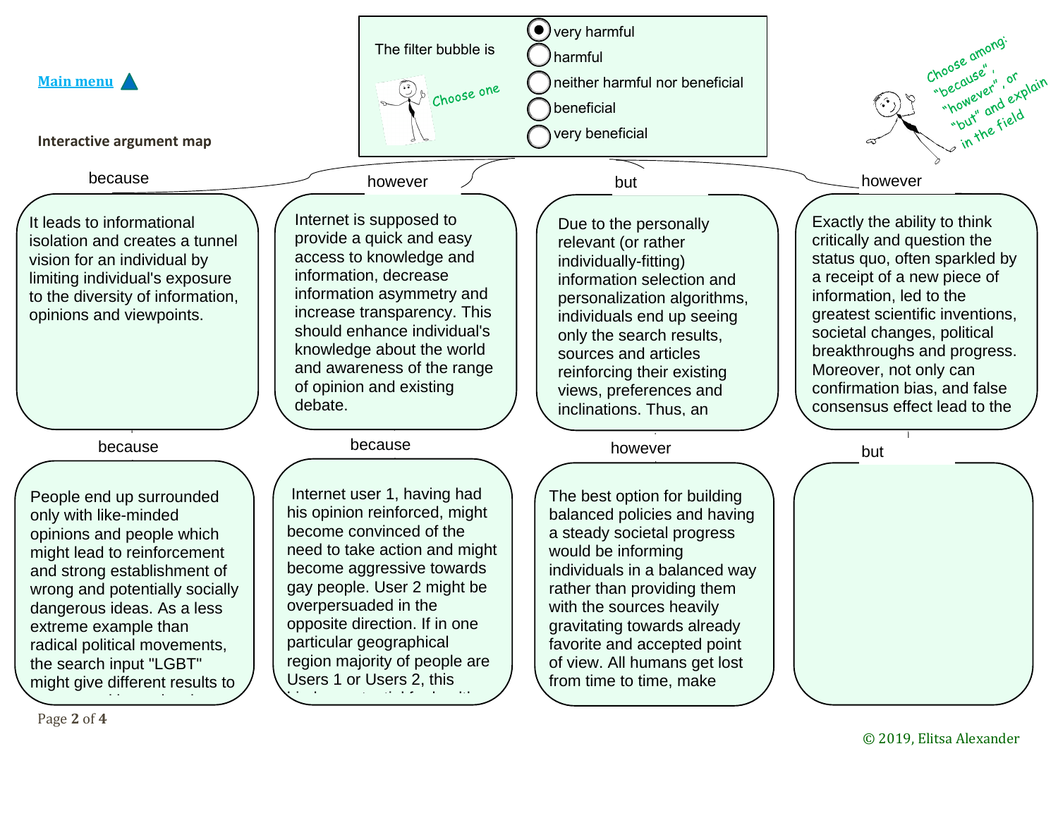[Main menu](#)

**Interactive argument map**

The filter bubble is

- (●) very harmful
- ( ) harmful
- ( ) neither harmful nor beneficial
- ( ) beneficial
- ( ) very beneficial

Choose one

Choose among: "because", "however", or "but" and explain in the field

because

It leads to informational isolation and creates a tunnel vision for an individual by limiting individual's exposure to the diversity of information, opinions and viewpoints.

because

People end up surrounded only with like-minded opinions and people which might lead to reinforcement and strong establishment of wrong and potentially socially dangerous ideas. As a less extreme example than radical political movements, the search input "LGBT" might give different results to

however

Internet is supposed to provide a quick and easy access to knowledge and information, decrease information asymmetry and increase transparency. This should enhance individual's knowledge about the world and awareness of the range of opinion and existing debate.

because

Internet user 1, having had his opinion reinforced, might become convinced of the need to take action and might become aggressive towards gay people. User 2 might be overpersuaded in the opposite direction. If in one particular geographical region majority of people are Users 1 or Users 2, this

but

Due to the personally relevant (or rather individually-fitting) information selection and personalization algorithms, individuals end up seeing only the search results, sources and articles reinforcing their existing views, preferences and inclinations. Thus, an

however

The best option for building balanced policies and having a steady societal progress would be informing individuals in a balanced way rather than providing them with the sources heavily gravitating towards already favorite and accepted point of view. All humans get lost from time to time, make

however

Exactly the ability to think critically and question the status quo, often sparkled by a receipt of a new piece of information, led to the greatest scientific inventions, societal changes, political breakthroughs and progress. Moreover, not only can confirmation bias, and false consensus effect lead to the

but

© 2019, Elitsa Alexander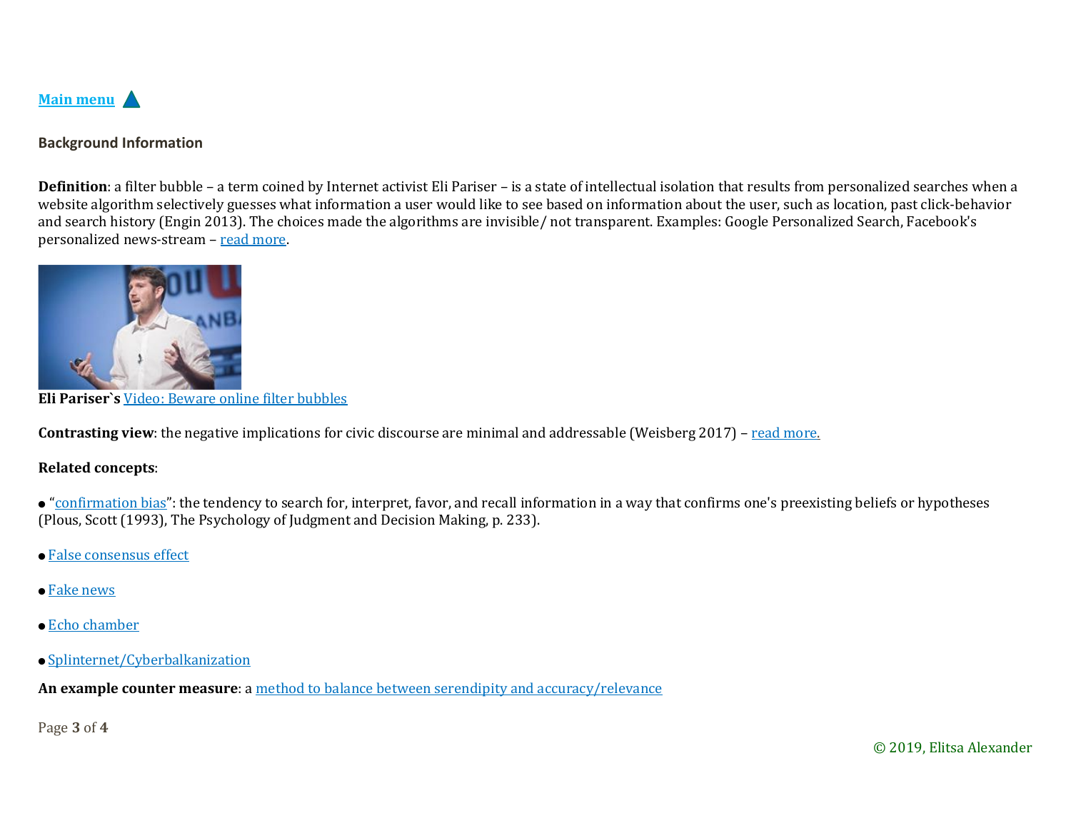Main menu ▲

**Background Information**

**Definition**: a filter bubble – a term coined by Internet activist Eli Pariser – is a state of intellectual isolation that results from personalized searches when a website algorithm selectively guesses what information a user would like to see based on information about the user, such as location, past click-behavior and search history (Engin 2013). The choices made the algorithms are invisible/ not transparent. Examples: Google Personalized Search, Facebook's personalized news-stream – read more.

**Eli Pariser`s** Video: Beware online filter bubbles

**Contrasting view**: the negative implications for civic discourse are minimal and addressable (Weisberg 2017) – read more.

**Related concepts**:

- "confirmation bias": the tendency to search for, interpret, favor, and recall information in a way that confirms one's preexisting beliefs or hypotheses (Plous, Scott (1993), The Psychology of Judgment and Decision Making, p. 233).
- False consensus effect
- Fake news
- Echo chamber
- Splinternet/Cyberbalkanization

**An example counter measure**: a method to balance between serendipity and accuracy/relevance

© 2019, Elitsa Alexander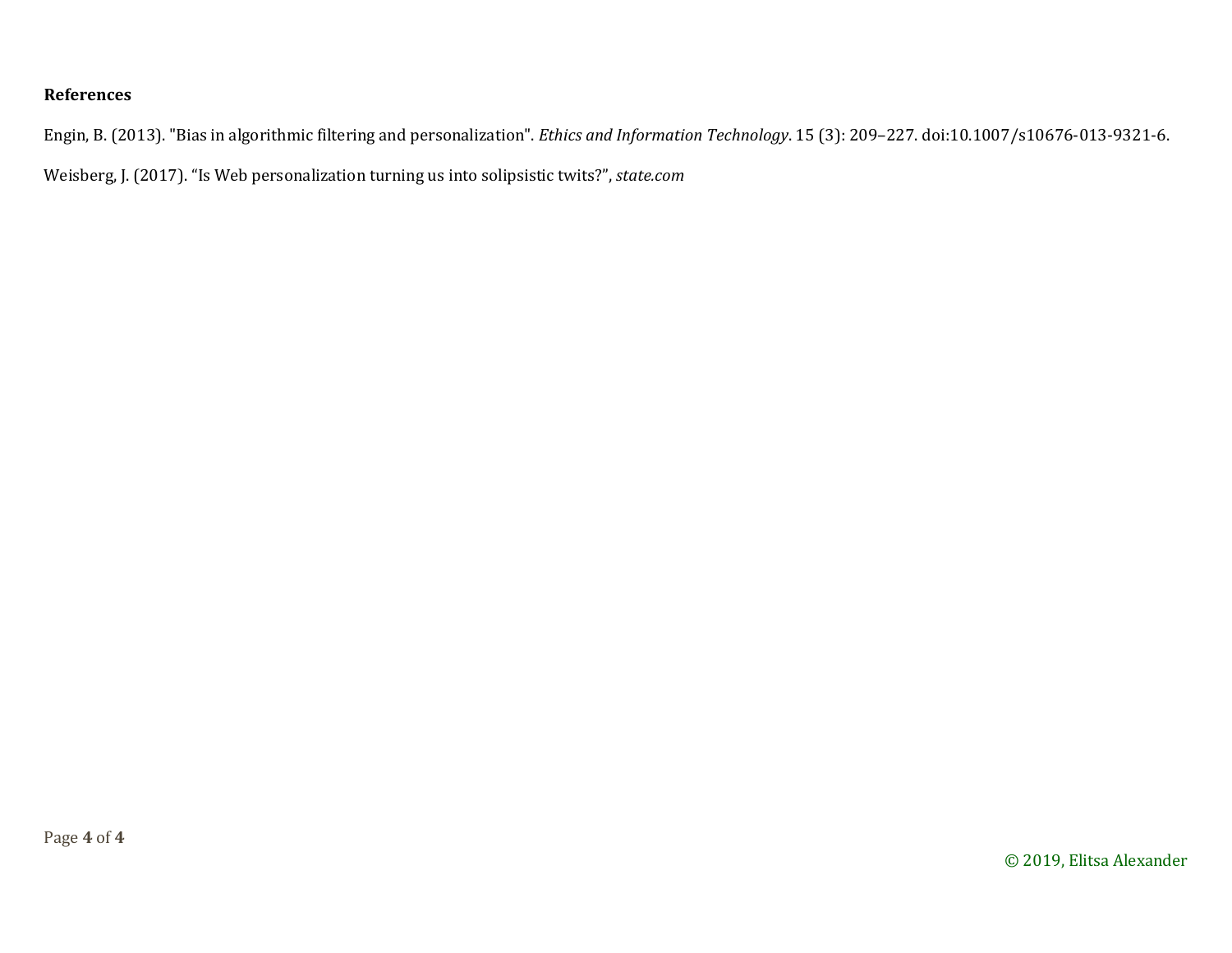**References**

Engin, B. (2013). "Bias in algorithmic filtering and personalization". *Ethics and Information Technology*. 15 (3): 209–227. doi:10.1007/s10676-013-9321-6.

Weisberg, J. (2017). "Is Web personalization turning us into solipsistic twits?", *state.com*

© 2019, Elitsa Alexander